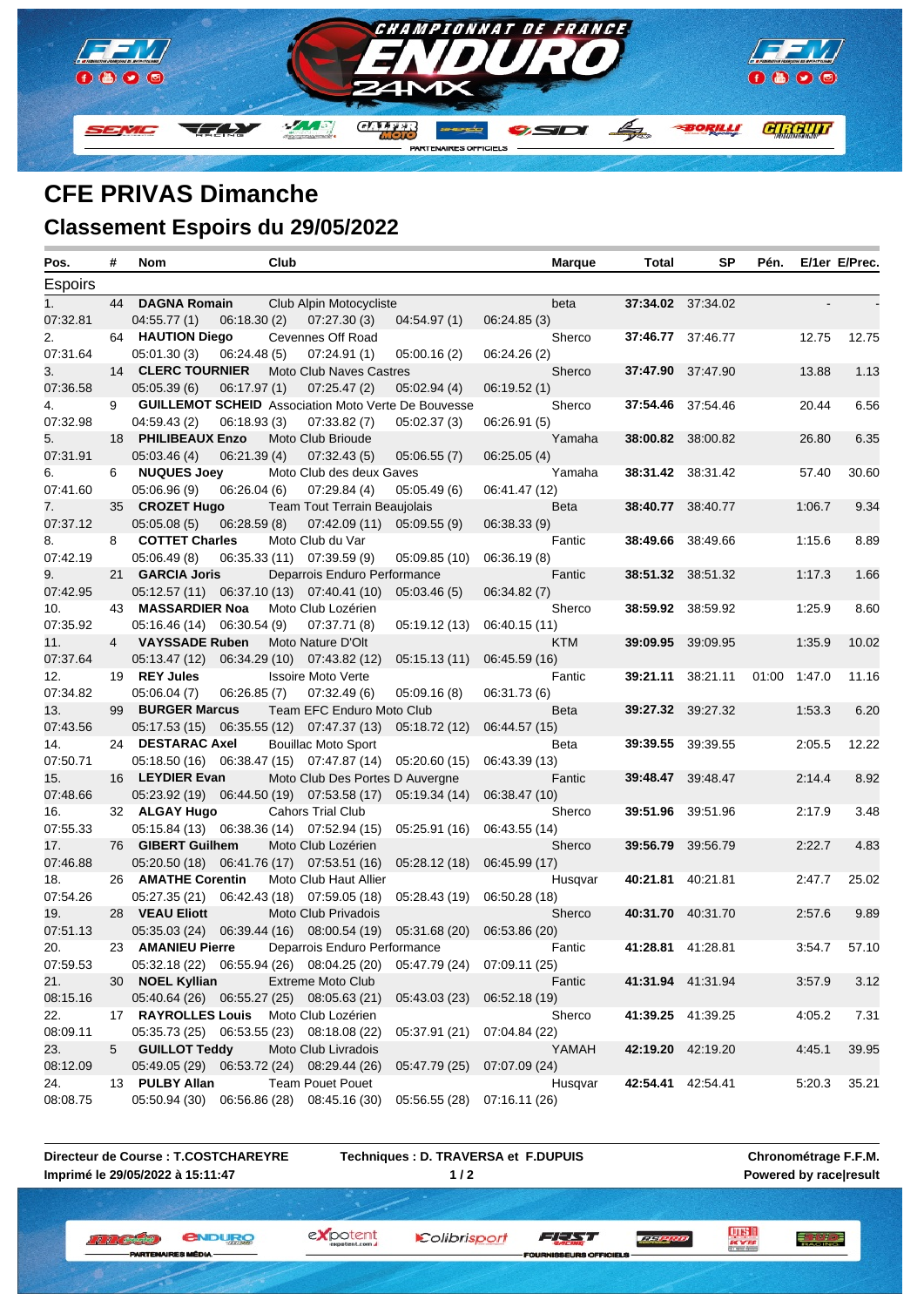# CFE PRIVAS Dimanche

## Classement Espoirs du 29/05/2022

| Pos. | # | Nom | Club | | | Marque | Total | SP | Pén. | E/1er | E/Prec. |
|---|---|---|---|---|---|---|---|---|---|---|---|
| **Espoirs** | | | | | | | | | | | |
| 1. | 44 | **DAGNA Romain** | Club Alpin Motocycliste | | | beta | **37:34.02** | 37:34.02 | | - | - |
| 07:32.81 | | 04:55.77 (1) | 06:18.30 (2) | 07:27.30 (3) | 04:54.97 (1) | 06:24.85 (3) | | | | | |
| 2. | 64 | **HAUTION Diego** | Cevennes Off Road | | | Sherco | **37:46.77** | 37:46.77 | | 12.75 | 12.75 |
| 07:31.64 | | 05:01.30 (3) | 06:24.48 (5) | 07:24.91 (1) | 05:00.16 (2) | 06:24.26 (2) | | | | | |
| 3. | 14 | **CLERC TOURNIER** | Moto Club Naves Castres | | | Sherco | **37:47.90** | 37:47.90 | | 13.88 | 1.13 |
| 07:36.58 | | 05:05.39 (6) | 06:17.97 (1) | 07:25.47 (2) | 05:02.94 (4) | 06:19.52 (1) | | | | | |
| 4. | 9 | **GUILLEMOT SCHEID** | Association Moto Verte De Bouvesse | | | Sherco | **37:54.46** | 37:54.46 | | 20.44 | 6.56 |
| 07:32.98 | | 04:59.43 (2) | 06:18.93 (3) | 07:33.82 (7) | 05:02.37 (3) | 06:26.91 (5) | | | | | |
| 5. | 18 | **PHILIBEAUX Enzo** | Moto Club Brioude | | | Yamaha | **38:00.82** | 38:00.82 | | 26.80 | 6.35 |
| 07:31.91 | | 05:03.46 (4) | 06:21.39 (4) | 07:32.43 (5) | 05:06.55 (7) | 06:25.05 (4) | | | | | |
| 6. | 6 | **NUQUES Joey** | Moto Club des deux Gaves | | | Yamaha | **38:31.42** | 38:31.42 | | 57.40 | 30.60 |
| 07:41.60 | | 05:06.96 (9) | 06:26.04 (6) | 07:29.84 (4) | 05:05.49 (6) | 06:41.47 (12) | | | | | |
| 7. | 35 | **CROZET Hugo** | Team Tout Terrain Beaujolais | | | Beta | **38:40.77** | 38:40.77 | | 1:06.7 | 9.34 |
| 07:37.12 | | 05:05.08 (5) | 06:28.59 (8) | 07:42.09 (11) | 05:09.55 (9) | 06:38.33 (9) | | | | | |
| 8. | 8 | **COTTET Charles** | Moto Club du Var | | | Fantic | **38:49.66** | 38:49.66 | | 1:15.6 | 8.89 |
| 07:42.19 | | 05:06.49 (8) | 06:35.33 (11) | 07:39.59 (9) | 05:09.85 (10) | 06:36.19 (8) | | | | | |
| 9. | 21 | **GARCIA Joris** | Deparrois Enduro Performance | | | Fantic | **38:51.32** | 38:51.32 | | 1:17.3 | 1.66 |
| 07:42.95 | | 05:12.57 (11) | 06:37.10 (13) | 07:40.41 (10) | 05:03.46 (5) | 06:34.82 (7) | | | | | |
| 10. | 43 | **MASSARDIER Noa** | Moto Club Lozérien | | | Sherco | **38:59.92** | 38:59.92 | | 1:25.9 | 8.60 |
| 07:35.92 | | 05:16.46 (14) | 06:30.54 (9) | 07:37.71 (8) | 05:19.12 (13) | 06:40.15 (11) | | | | | |
| 11. | 4 | **VAYSSADE Ruben** | Moto Nature D'Olt | | | KTM | **39:09.95** | 39:09.95 | | 1:35.9 | 10.02 |
| 07:37.64 | | 05:13.47 (12) | 06:34.29 (10) | 07:43.82 (12) | 05:15.13 (11) | 06:45.59 (16) | | | | | |
| 12. | 19 | **REY Jules** | Issoire Moto Verte | | | Fantic | **39:21.11** | 38:21.11 | 01:00 | 1:47.0 | 11.16 |
| 07:34.82 | | 05:06.04 (7) | 06:26.85 (7) | 07:32.49 (6) | 05:09.16 (8) | 06:31.73 (6) | | | | | |
| 13. | 99 | **BURGER Marcus** | Team EFC Enduro Moto Club | | | Beta | **39:27.32** | 39:27.32 | | 1:53.3 | 6.20 |
| 07:43.56 | | 05:17.53 (15) | 06:35.55 (12) | 07:47.37 (13) | 05:18.72 (12) | 06:44.57 (15) | | | | | |
| 14. | 24 | **DESTARAC Axel** | Bouillac Moto Sport | | | Beta | **39:39.55** | 39:39.55 | | 2:05.5 | 12.22 |
| 07:50.71 | | 05:18.50 (16) | 06:38.47 (15) | 07:47.87 (14) | 05:20.60 (15) | 06:43.39 (13) | | | | | |
| 15. | 16 | **LEYDIER Evan** | Moto Club Des Portes D Auvergne | | | Fantic | **39:48.47** | 39:48.47 | | 2:14.4 | 8.92 |
| 07:48.66 | | 05:23.92 (19) | 06:44.50 (19) | 07:53.58 (17) | 05:19.34 (14) | 06:38.47 (10) | | | | | |
| 16. | 32 | **ALGAY Hugo** | Cahors Trial Club | | | Sherco | **39:51.96** | 39:51.96 | | 2:17.9 | 3.48 |
| 07:55.33 | | 05:15.84 (13) | 06:38.36 (14) | 07:52.94 (15) | 05:25.91 (16) | 06:43.55 (14) | | | | | |
| 17. | 76 | **GIBERT Guilhem** | Moto Club Lozérien | | | Sherco | **39:56.79** | 39:56.79 | | 2:22.7 | 4.83 |
| 07:46.88 | | 05:20.50 (18) | 06:41.76 (17) | 07:53.51 (16) | 05:28.12 (18) | 06:45.99 (17) | | | | | |
| 18. | 26 | **AMATHE Corentin** | Moto Club Haut Allier | | | Husqvar | **40:21.81** | 40:21.81 | | 2:47.7 | 25.02 |
| 07:54.26 | | 05:27.35 (21) | 06:42.43 (18) | 07:59.05 (18) | 05:28.43 (19) | 06:50.28 (18) | | | | | |
| 19. | 28 | **VEAU Eliott** | Moto Club Privadois | | | Sherco | **40:31.70** | 40:31.70 | | 2:57.6 | 9.89 |
| 07:51.13 | | 05:35.03 (24) | 06:39.44 (16) | 08:00.54 (19) | 05:31.68 (20) | 06:53.86 (20) | | | | | |
| 20. | 23 | **AMANIEU Pierre** | Deparrois Enduro Performance | | | Fantic | **41:28.81** | 41:28.81 | | 3:54.7 | 57.10 |
| 07:59.53 | | 05:32.18 (22) | 06:55.94 (26) | 08:04.25 (20) | 05:47.79 (24) | 07:09.11 (25) | | | | | |
| 21. | 30 | **NOEL Kyllian** | Extreme Moto Club | | | Fantic | **41:31.94** | 41:31.94 | | 3:57.9 | 3.12 |
| 08:15.16 | | 05:40.64 (26) | 06:55.27 (25) | 08:05.63 (21) | 05:43.03 (23) | 06:52.18 (19) | | | | | |
| 22. | 17 | **RAYROLLES Louis** | Moto Club Lozérien | | | Sherco | **41:39.25** | 41:39.25 | | 4:05.2 | 7.31 |
| 08:09.11 | | 05:35.73 (25) | 06:53.55 (23) | 08:18.08 (22) | 05:37.91 (21) | 07:04.84 (22) | | | | | |
| 23. | 5 | **GUILLOT Teddy** | Moto Club Livradois | | | YAMAH | **42:19.20** | 42:19.20 | | 4:45.1 | 39.95 |
| 08:12.09 | | 05:49.05 (29) | 06:53.72 (24) | 08:29.44 (26) | 05:47.79 (25) | 07:07.09 (24) | | | | | |
| 24. | 13 | **PULBY Allan** | Team Pouet Pouet | | | Husqvar | **42:54.41** | 42:54.41 | | 5:20.3 | 35.21 |
| 08:08.75 | | 05:50.94 (30) | 06:56.86 (28) | 08:45.16 (30) | 05:56.55 (28) | 07:16.11 (26) | | | | | |

**Directeur de Course : T.COSTCHAREYRE** — **Techniques : D. TRAVERSA et F.DUPUIS** — **Chronométrage F.F.M.**

**Imprimé le 29/05/2022 à 15:11:47** — **Powered by race|result**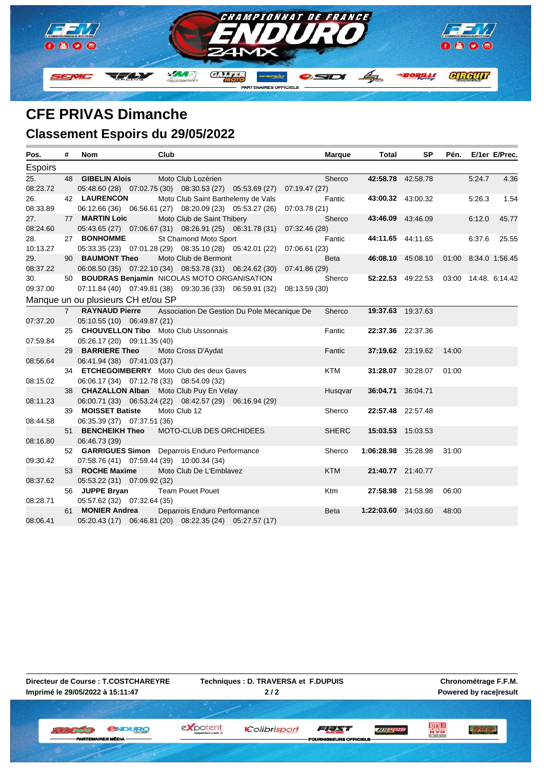## CFE PRIVAS Dimanche

### Classement Espoirs du 29/05/2022

| Pos. | # | Nom | Club | Marque | Total | SP | Pén. | E/1er | E/Prec. |
|---|---|---|---|---|---|---|---|---|---|
| **Espoirs** | | | | | | | | | |
| 25. | 48 | **GIBELIN Alois** | Moto Club Lozérien | Sherco | **42:58.78** | 42:58.78 | | 5:24.7 | 4.36 |
| 08:23.72 | | 05:48.60 (28) 07:02.75 (30) 08:30.53 (27) 05:53.69 (27) 07:19.47 (27) | | | | | | | |
| 26. | 42 | **LAURENCON** | Moto Club Saint Barthelemy de Vals | Fantic | **43:00.32** | 43:00.32 | | 5:26.3 | 1.54 |
| 08:33.89 | | 06:12.66 (36) 06:56.61 (27) 08:20.09 (23) 05:53.27 (26) 07:03.78 (21) | | | | | | | |
| 27. | 77 | **MARTIN Loic** | Moto Club de Saint Thibery | Sherco | **43:46.09** | 43:46.09 | | 6:12.0 | 45.77 |
| 08:24.60 | | 05:43.65 (27) 07:06.67 (31) 08:26.91 (25) 06:31.78 (31) 07:32.46 (28) | | | | | | | |
| 28. | 27 | **BONHOMME** | St Chamond Moto Sport | Fantic | **44:11.65** | 44:11.65 | | 6:37.6 | 25.55 |
| 10:13.27 | | 05:33.35 (23) 07:01.28 (29) 08:35.10 (28) 05:42.01 (22) 07:06.61 (23) | | | | | | | |
| 29. | 90 | **BAUMONT Theo** | Moto Club de Bermont | Beta | **46:08.10** | 45:08.10 | 01:00 | 8:34.0 | 1:56.45 |
| 08:37.22 | | 06:08.50 (35) 07:22.10 (34) 08:53.78 (31) 06:24.62 (30) 07:41.86 (29) | | | | | | | |
| 30. | 50 | **BOUDRAS Benjamin** | NICOLAS MOTO ORGANISATION | Sherco | **52:22.53** | 49:22.53 | 03:00 | 14:48. | 6:14.42 |
| 09:37.00 | | 07:11.84 (40) 07:49.81 (38) 09:30.36 (33) 06:59.91 (32) 08:13.59 (30) | | | | | | | |
| **Manque un ou plusieurs CH et/ou SP** | | | | | | | | | |
| | 7 | **RAYNAUD Pierre** | Association De Gestion Du Pole Mecanique De | Sherco | **19:37.63** | 19:37.63 | | | |
| 07:37.20 | | 05:10.55 (10) 06:49.87 (21) | | | | | | | |
| | 25 | **CHOUVELLON Tibo** | Moto Club Ussonnais | Fantic | **22:37.36** | 22:37.36 | | | |
| 07:59.84 | | 05:26.17 (20) 09:11.35 (40) | | | | | | | |
| | 29 | **BARRIERE Theo** | Moto Cross D'Aydat | Fantic | **37:19.62** | 23:19.62 | 14:00 | | |
| 08:56.64 | | 06:41.94 (38) 07:41.03 (37) | | | | | | | |
| | 34 | **ETCHEGOIMBERRY** | Moto Club des deux Gaves | KTM | **31:28.07** | 30:28.07 | 01:00 | | |
| 08:15.02 | | 06:06.17 (34) 07:12.78 (33) 08:54.09 (32) | | | | | | | |
| | 38 | **CHAZALLON Alban** | Moto Club Puy En Velay | Husqvar | **36:04.71** | 36:04.71 | | | |
| 08:11.23 | | 06:00.71 (33) 06:53.24 (22) 08:42.57 (29) 06:16.94 (29) | | | | | | | |
| | 39 | **MOISSET Batiste** | Moto Club 12 | Sherco | **22:57.48** | 22:57.48 | | | |
| 08:44.58 | | 06:35.39 (37) 07:37.51 (36) | | | | | | | |
| | 51 | **BENCHEIKH Theo** | MOTO-CLUB DES ORCHIDEES | SHERC | **15:03.53** | 15:03.53 | | | |
| 08:16.80 | | 06:46.73 (39) | | | | | | | |
| | 52 | **GARRIGUES Simon** | Deparrois Enduro Performance | Sherco | **1:06:28.98** | 35:28.98 | 31:00 | | |
| 09:30.42 | | 07:58.76 (41) 07:59.44 (39) 10:00.34 (34) | | | | | | | |
| | 53 | **ROCHE Maxime** | Moto Club De L'Emblavez | KTM | **21:40.77** | 21:40.77 | | | |
| 08:37.62 | | 05:53.22 (31) 07:09.92 (32) | | | | | | | |
| | 56 | **JUPPE Bryan** | Team Pouet Pouet | Ktm | **27:58.98** | 21:58.98 | 06:00 | | |
| 08:28.71 | | 05:57.62 (32) 07:32.64 (35) | | | | | | | |
| | 61 | **MONIER Andrea** | Deparrois Enduro Performance | Beta | **1:22:03.60** | 34:03.60 | 48:00 | | |
| 08:06.41 | | 05:20.43 (17) 06:46.81 (20) 08:22.35 (24) 05:27.57 (17) | | | | | | | |

**Directeur de Course : T.COSTCHAREYRE** | **Techniques : D. TRAVERSA et F.DUPUIS** | **Chronométrage F.F.M.**

**Imprimé le 29/05/2022 à 15:11:47** | **Powered by race|result**